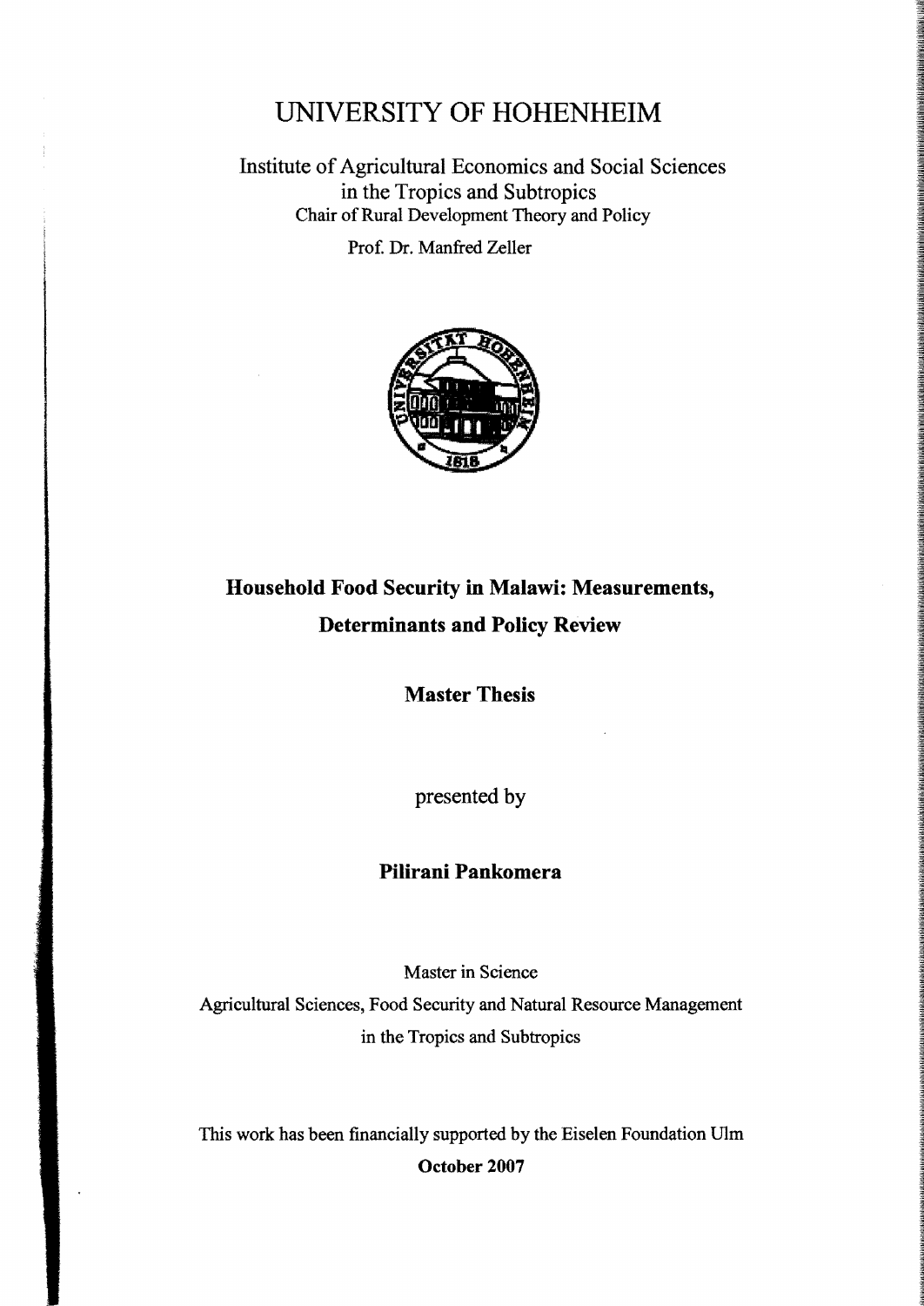# UNIVERSITY OF HOHENHEIM

Institute of Agricultural Economics and Social Sciences
in the Tropics and Subtropics
Chair of Rural Development Theory and Policy

Prof. Dr. Manfred Zeller

## Household Food Security in Malawi: Measurements, Determinants and Policy Review

**Master Thesis**

presented by

**Pilirani Pankomera**

Master in Science

Agricultural Sciences, Food Security and Natural Resource Management
in the Tropics and Subtropics

This work has been financially supported by the Eiselen Foundation Ulm

**October 2007**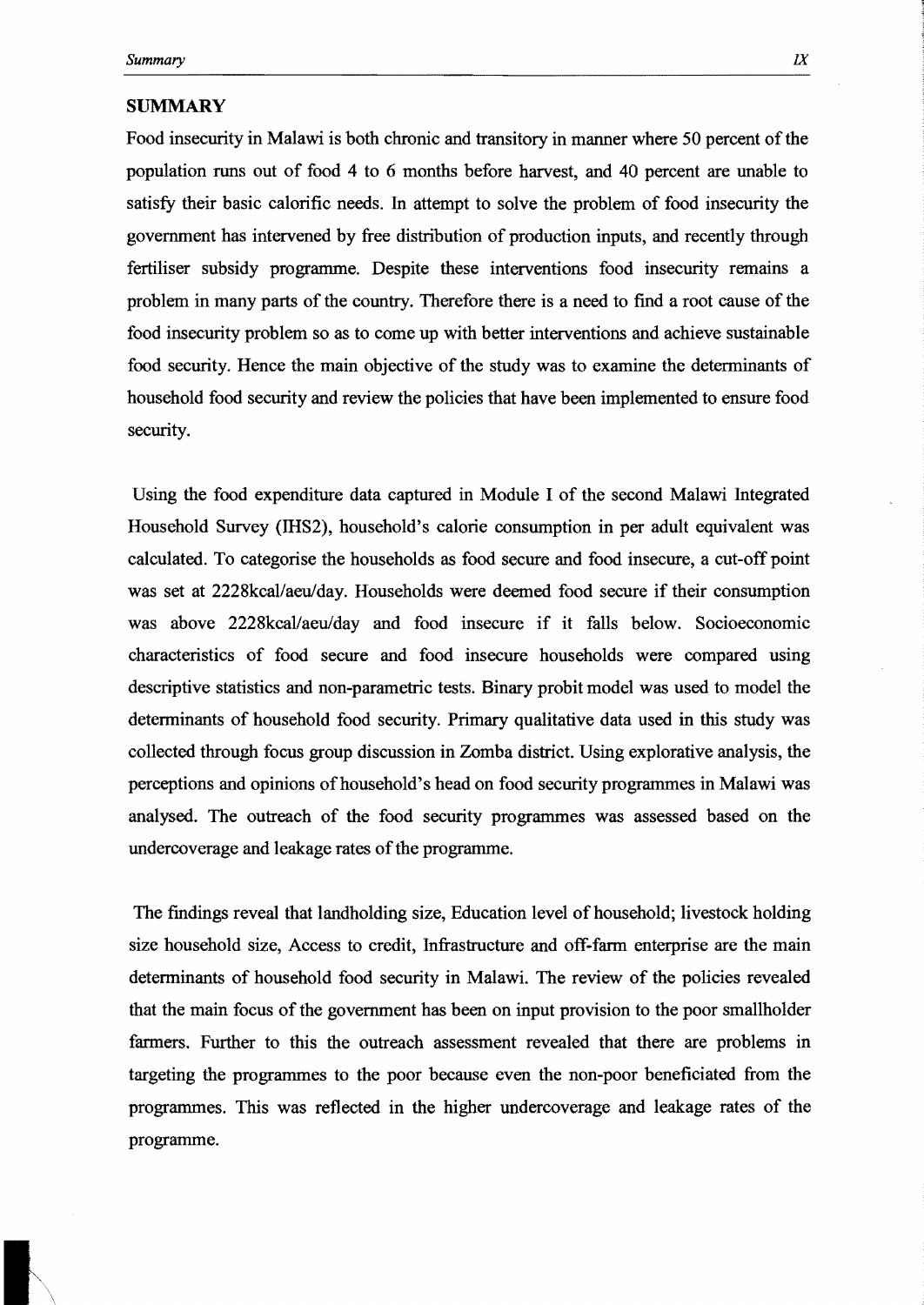## SUMMARY

Food insecurity in Malawi is both chronic and transitory in manner where 50 percent of the population runs out of food 4 to 6 months before harvest, and 40 percent are unable to satisfy their basic calorific needs. In attempt to solve the problem of food insecurity the government has intervened by free distribution of production inputs, and recently through fertiliser subsidy programme. Despite these interventions food insecurity remains a problem in many parts of the country. Therefore there is a need to find a root cause of the food insecurity problem so as to come up with better interventions and achieve sustainable food security. Hence the main objective of the study was to examine the determinants of household food security and review the policies that have been implemented to ensure food security.

Using the food expenditure data captured in Module I of the second Malawi Integrated Household Survey (IHS2), household's calorie consumption in per adult equivalent was calculated. To categorise the households as food secure and food insecure, a cut-off point was set at 2228kcal/aeu/day. Households were deemed food secure if their consumption was above 2228kcal/aeu/day and food insecure if it falls below. Socioeconomic characteristics of food secure and food insecure households were compared using descriptive statistics and non-parametric tests. Binary probit model was used to model the determinants of household food security. Primary qualitative data used in this study was collected through focus group discussion in Zomba district. Using explorative analysis, the perceptions and opinions of household's head on food security programmes in Malawi was analysed. The outreach of the food security programmes was assessed based on the undercoverage and leakage rates of the programme.

The findings reveal that landholding size, Education level of household; livestock holding size household size, Access to credit, Infrastructure and off-farm enterprise are the main determinants of household food security in Malawi. The review of the policies revealed that the main focus of the government has been on input provision to the poor smallholder farmers. Further to this the outreach assessment revealed that there are problems in targeting the programmes to the poor because even the non-poor beneficiated from the programmes. This was reflected in the higher undercoverage and leakage rates of the programme.